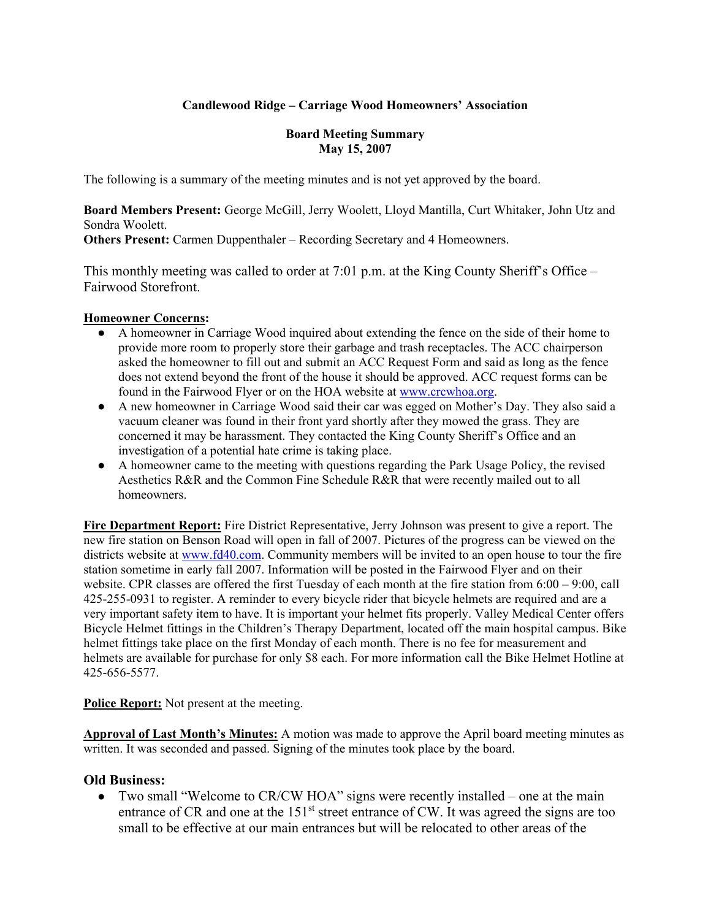**Candlewood Ridge – Carriage Wood Homeowners' Association**

**Board Meeting Summary**
**May 15, 2007**

The following is a summary of the meeting minutes and is not yet approved by the board.

**Board Members Present:** George McGill, Jerry Woolett, Lloyd Mantilla, Curt Whitaker, John Utz and Sondra Woolett.
**Others Present:** Carmen Duppenthaler – Recording Secretary and 4 Homeowners.

This monthly meeting was called to order at 7:01 p.m. at the King County Sheriff's Office – Fairwood Storefront.

**Homeowner Concerns:**

- A homeowner in Carriage Wood inquired about extending the fence on the side of their home to provide more room to properly store their garbage and trash receptacles. The ACC chairperson asked the homeowner to fill out and submit an ACC Request Form and said as long as the fence does not extend beyond the front of the house it should be approved. ACC request forms can be found in the Fairwood Flyer or on the HOA website at www.crcwhoa.org.
- A new homeowner in Carriage Wood said their car was egged on Mother's Day. They also said a vacuum cleaner was found in their front yard shortly after they mowed the grass. They are concerned it may be harassment. They contacted the King County Sheriff's Office and an investigation of a potential hate crime is taking place.
- A homeowner came to the meeting with questions regarding the Park Usage Policy, the revised Aesthetics R&R and the Common Fine Schedule R&R that were recently mailed out to all homeowners.

**Fire Department Report:** Fire District Representative, Jerry Johnson was present to give a report. The new fire station on Benson Road will open in fall of 2007. Pictures of the progress can be viewed on the districts website at www.fd40.com. Community members will be invited to an open house to tour the fire station sometime in early fall 2007. Information will be posted in the Fairwood Flyer and on their website. CPR classes are offered the first Tuesday of each month at the fire station from 6:00 – 9:00, call 425-255-0931 to register. A reminder to every bicycle rider that bicycle helmets are required and are a very important safety item to have. It is important your helmet fits properly. Valley Medical Center offers Bicycle Helmet fittings in the Children's Therapy Department, located off the main hospital campus. Bike helmet fittings take place on the first Monday of each month. There is no fee for measurement and helmets are available for purchase for only $8 each. For more information call the Bike Helmet Hotline at 425-656-5577.

**Police Report:** Not present at the meeting.

**Approval of Last Month's Minutes:** A motion was made to approve the April board meeting minutes as written. It was seconded and passed. Signing of the minutes took place by the board.

## Old Business:

- Two small "Welcome to CR/CW HOA" signs were recently installed – one at the main entrance of CR and one at the 151st street entrance of CW. It was agreed the signs are too small to be effective at our main entrances but will be relocated to other areas of the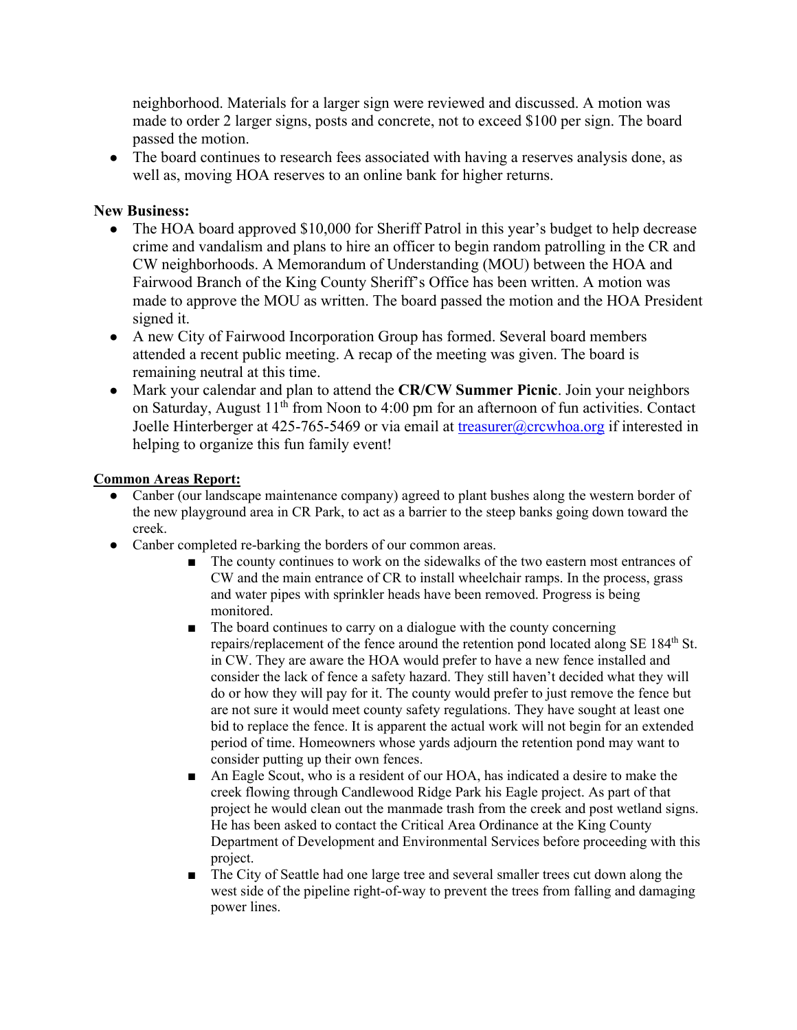neighborhood. Materials for a larger sign were reviewed and discussed. A motion was made to order 2 larger signs, posts and concrete, not to exceed $100 per sign. The board passed the motion.

- The board continues to research fees associated with having a reserves analysis done, as well as, moving HOA reserves to an online bank for higher returns.

**New Business:**

- The HOA board approved $10,000 for Sheriff Patrol in this year's budget to help decrease crime and vandalism and plans to hire an officer to begin random patrolling in the CR and CW neighborhoods. A Memorandum of Understanding (MOU) between the HOA and Fairwood Branch of the King County Sheriff's Office has been written. A motion was made to approve the MOU as written. The board passed the motion and the HOA President signed it.
- A new City of Fairwood Incorporation Group has formed. Several board members attended a recent public meeting. A recap of the meeting was given. The board is remaining neutral at this time.
- Mark your calendar and plan to attend the **CR/CW Summer Picnic**. Join your neighbors on Saturday, August 11th from Noon to 4:00 pm for an afternoon of fun activities. Contact Joelle Hinterberger at 425-765-5469 or via email at treasurer@crcwhoa.org if interested in helping to organize this fun family event!

**Common Areas Report:**

- Canber (our landscape maintenance company) agreed to plant bushes along the western border of the new playground area in CR Park, to act as a barrier to the steep banks going down toward the creek.
- Canber completed re-barking the borders of our common areas.
    - The county continues to work on the sidewalks of the two eastern most entrances of CW and the main entrance of CR to install wheelchair ramps. In the process, grass and water pipes with sprinkler heads have been removed. Progress is being monitored.
    - The board continues to carry on a dialogue with the county concerning repairs/replacement of the fence around the retention pond located along SE 184th St. in CW. They are aware the HOA would prefer to have a new fence installed and consider the lack of fence a safety hazard. They still haven't decided what they will do or how they will pay for it. The county would prefer to just remove the fence but are not sure it would meet county safety regulations. They have sought at least one bid to replace the fence. It is apparent the actual work will not begin for an extended period of time. Homeowners whose yards adjourn the retention pond may want to consider putting up their own fences.
    - An Eagle Scout, who is a resident of our HOA, has indicated a desire to make the creek flowing through Candlewood Ridge Park his Eagle project. As part of that project he would clean out the manmade trash from the creek and post wetland signs. He has been asked to contact the Critical Area Ordinance at the King County Department of Development and Environmental Services before proceeding with this project.
    - The City of Seattle had one large tree and several smaller trees cut down along the west side of the pipeline right-of-way to prevent the trees from falling and damaging power lines.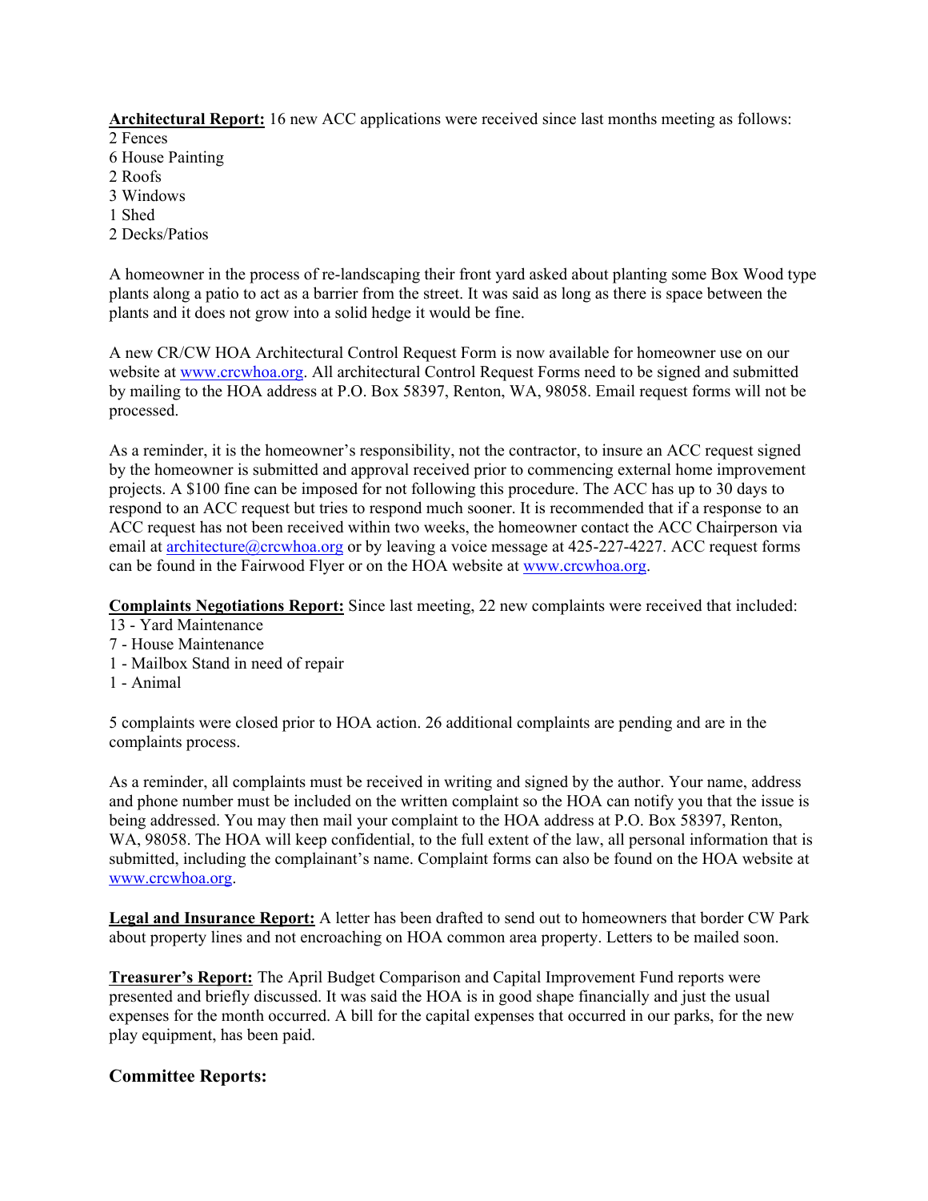**Architectural Report:** 16 new ACC applications were received since last months meeting as follows:

2 Fences
6 House Painting
2 Roofs
3 Windows
1 Shed
2 Decks/Patios

A homeowner in the process of re-landscaping their front yard asked about planting some Box Wood type plants along a patio to act as a barrier from the street. It was said as long as there is space between the plants and it does not grow into a solid hedge it would be fine.

A new CR/CW HOA Architectural Control Request Form is now available for homeowner use on our website at www.crcwhoa.org. All architectural Control Request Forms need to be signed and submitted by mailing to the HOA address at P.O. Box 58397, Renton, WA, 98058. Email request forms will not be processed.

As a reminder, it is the homeowner's responsibility, not the contractor, to insure an ACC request signed by the homeowner is submitted and approval received prior to commencing external home improvement projects. A $100 fine can be imposed for not following this procedure. The ACC has up to 30 days to respond to an ACC request but tries to respond much sooner. It is recommended that if a response to an ACC request has not been received within two weeks, the homeowner contact the ACC Chairperson via email at architecture@crcwhoa.org or by leaving a voice message at 425-227-4227. ACC request forms can be found in the Fairwood Flyer or on the HOA website at www.crcwhoa.org.

**Complaints Negotiations Report:** Since last meeting, 22 new complaints were received that included:

13 - Yard Maintenance
7 - House Maintenance
1 - Mailbox Stand in need of repair
1 - Animal

5 complaints were closed prior to HOA action. 26 additional complaints are pending and are in the complaints process.

As a reminder, all complaints must be received in writing and signed by the author. Your name, address and phone number must be included on the written complaint so the HOA can notify you that the issue is being addressed. You may then mail your complaint to the HOA address at P.O. Box 58397, Renton, WA, 98058. The HOA will keep confidential, to the full extent of the law, all personal information that is submitted, including the complainant's name. Complaint forms can also be found on the HOA website at www.crcwhoa.org.

**Legal and Insurance Report:** A letter has been drafted to send out to homeowners that border CW Park about property lines and not encroaching on HOA common area property. Letters to be mailed soon.

**Treasurer's Report:** The April Budget Comparison and Capital Improvement Fund reports were presented and briefly discussed. It was said the HOA is in good shape financially and just the usual expenses for the month occurred. A bill for the capital expenses that occurred in our parks, for the new play equipment, has been paid.

## Committee Reports: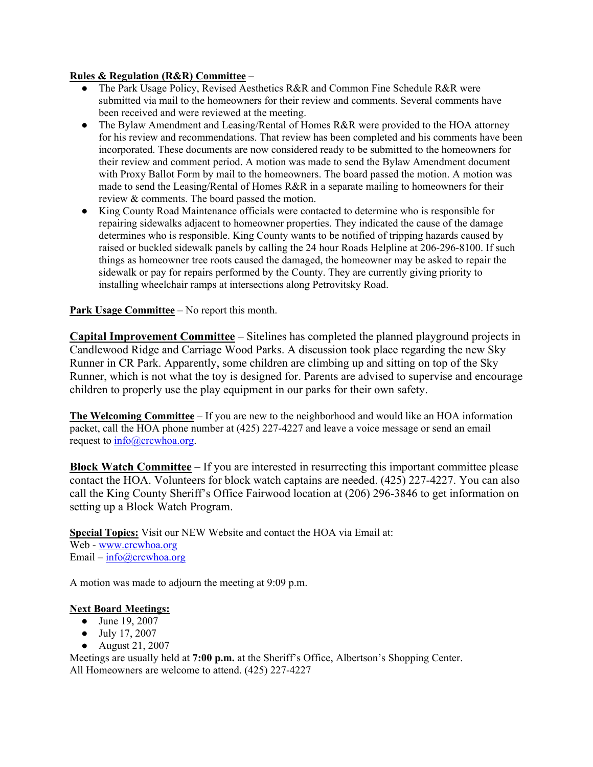**Rules & Regulation (R&R) Committee –**

- The Park Usage Policy, Revised Aesthetics R&R and Common Fine Schedule R&R were submitted via mail to the homeowners for their review and comments. Several comments have been received and were reviewed at the meeting.
- The Bylaw Amendment and Leasing/Rental of Homes R&R were provided to the HOA attorney for his review and recommendations. That review has been completed and his comments have been incorporated. These documents are now considered ready to be submitted to the homeowners for their review and comment period. A motion was made to send the Bylaw Amendment document with Proxy Ballot Form by mail to the homeowners. The board passed the motion. A motion was made to send the Leasing/Rental of Homes R&R in a separate mailing to homeowners for their review & comments. The board passed the motion.
- King County Road Maintenance officials were contacted to determine who is responsible for repairing sidewalks adjacent to homeowner properties. They indicated the cause of the damage determines who is responsible. King County wants to be notified of tripping hazards caused by raised or buckled sidewalk panels by calling the 24 hour Roads Helpline at 206-296-8100. If such things as homeowner tree roots caused the damaged, the homeowner may be asked to repair the sidewalk or pay for repairs performed by the County. They are currently giving priority to installing wheelchair ramps at intersections along Petrovitsky Road.

**Park Usage Committee** – No report this month.

**Capital Improvement Committee** – Sitelines has completed the planned playground projects in Candlewood Ridge and Carriage Wood Parks. A discussion took place regarding the new Sky Runner in CR Park. Apparently, some children are climbing up and sitting on top of the Sky Runner, which is not what the toy is designed for. Parents are advised to supervise and encourage children to properly use the play equipment in our parks for their own safety.

**The Welcoming Committee** – If you are new to the neighborhood and would like an HOA information packet, call the HOA phone number at (425) 227-4227 and leave a voice message or send an email request to info@crcwhoa.org.

**Block Watch Committee** – If you are interested in resurrecting this important committee please contact the HOA. Volunteers for block watch captains are needed. (425) 227-4227. You can also call the King County Sheriff's Office Fairwood location at (206) 296-3846 to get information on setting up a Block Watch Program.

**Special Topics:** Visit our NEW Website and contact the HOA via Email at:
Web - www.crcwhoa.org
Email – info@crcwhoa.org

A motion was made to adjourn the meeting at 9:09 p.m.

**Next Board Meetings:**

- June 19, 2007
- July 17, 2007
- August 21, 2007

Meetings are usually held at **7:00 p.m.** at the Sheriff's Office, Albertson's Shopping Center.
All Homeowners are welcome to attend. (425) 227-4227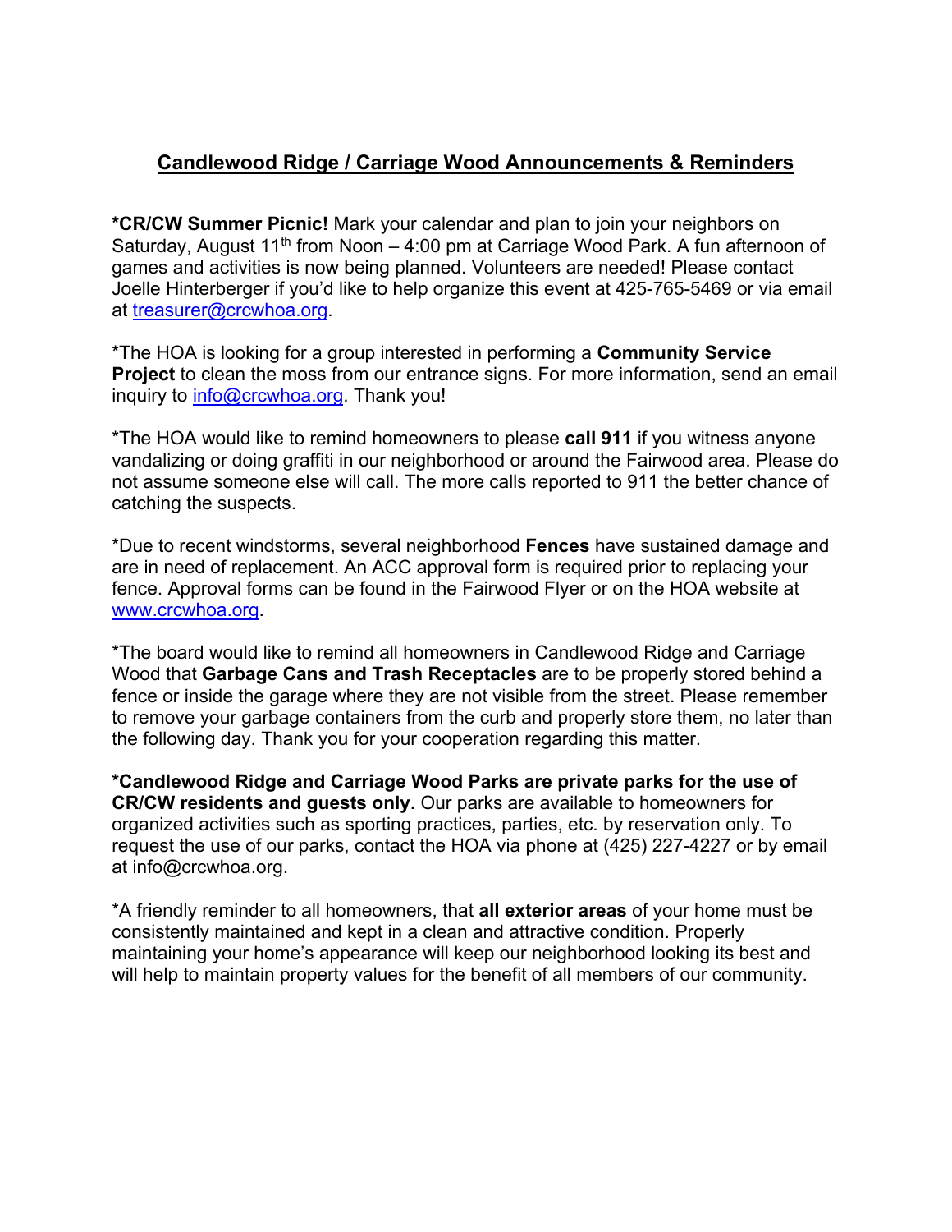# Candlewood Ridge / Carriage Wood Announcements & Reminders

***CR/CW Summer Picnic!** Mark your calendar and plan to join your neighbors on Saturday, August 11th from Noon – 4:00 pm at Carriage Wood Park. A fun afternoon of games and activities is now being planned. Volunteers are needed! Please contact Joelle Hinterberger if you'd like to help organize this event at 425-765-5469 or via email at treasurer@crcwhoa.org.

*The HOA is looking for a group interested in performing a **Community Service Project** to clean the moss from our entrance signs. For more information, send an email inquiry to info@crcwhoa.org. Thank you!

*The HOA would like to remind homeowners to please **call 911** if you witness anyone vandalizing or doing graffiti in our neighborhood or around the Fairwood area. Please do not assume someone else will call. The more calls reported to 911 the better chance of catching the suspects.

*Due to recent windstorms, several neighborhood **Fences** have sustained damage and are in need of replacement. An ACC approval form is required prior to replacing your fence. Approval forms can be found in the Fairwood Flyer or on the HOA website at www.crcwhoa.org.

*The board would like to remind all homeowners in Candlewood Ridge and Carriage Wood that **Garbage Cans and Trash Receptacles** are to be properly stored behind a fence or inside the garage where they are not visible from the street. Please remember to remove your garbage containers from the curb and properly store them, no later than the following day. Thank you for your cooperation regarding this matter.

***Candlewood Ridge and Carriage Wood Parks are private parks for the use of CR/CW residents and guests only.** Our parks are available to homeowners for organized activities such as sporting practices, parties, etc. by reservation only. To request the use of our parks, contact the HOA via phone at (425) 227-4227 or by email at info@crcwhoa.org.

*A friendly reminder to all homeowners, that **all exterior areas** of your home must be consistently maintained and kept in a clean and attractive condition. Properly maintaining your home's appearance will keep our neighborhood looking its best and will help to maintain property values for the benefit of all members of our community.